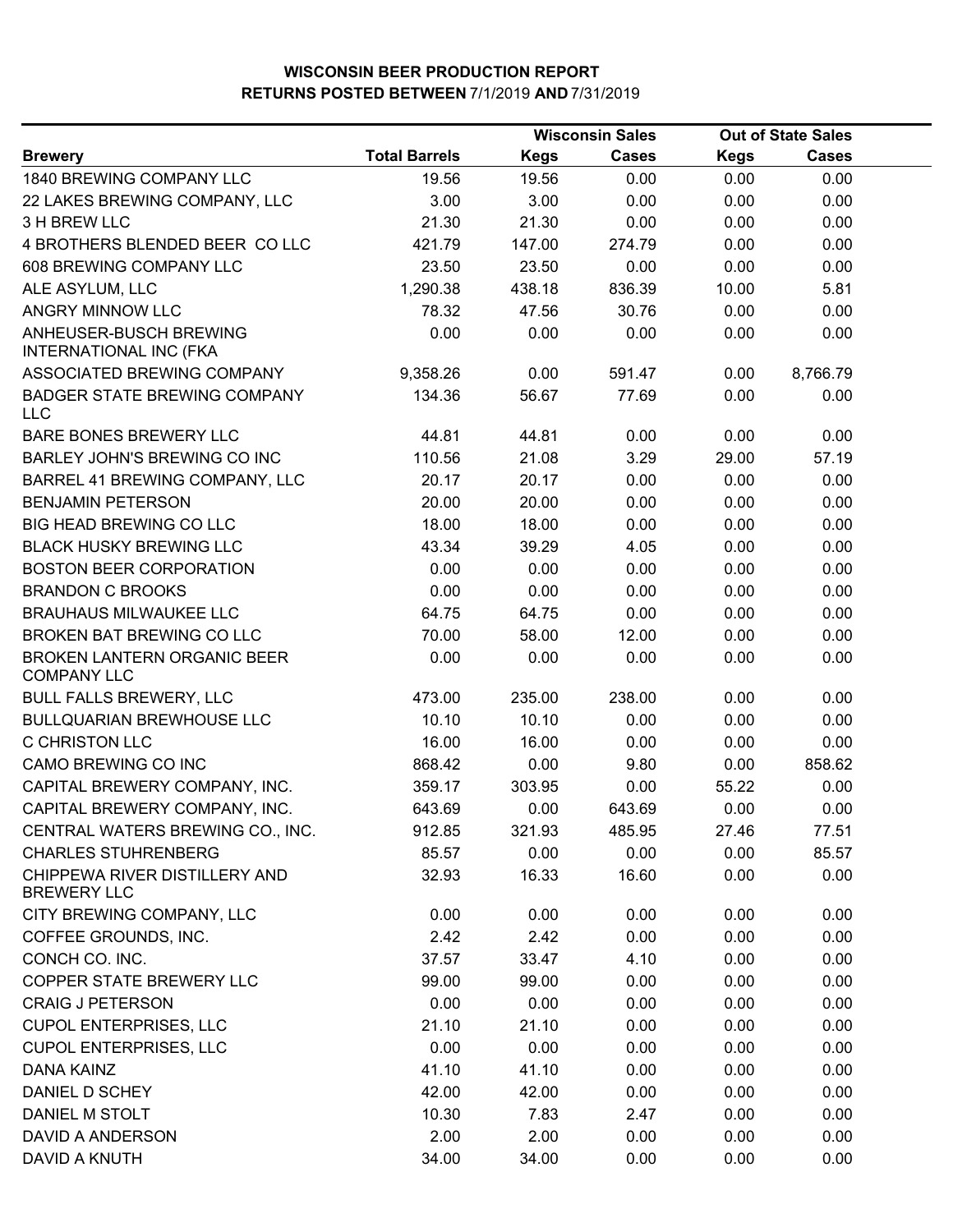# WISCONSIN BEER PRODUCTION REPORT

## RETURNS POSTED BETWEEN 7/1/2019 AND 7/31/2019

| Brewery | Total Barrels | Wisconsin Sales | | Out of State Sales | |
|---|---|---|---|---|---|
| | | Kegs | Cases | Kegs | Cases |
| 1840 BREWING COMPANY LLC | 19.56 | 19.56 | 0.00 | 0.00 | 0.00 |
| 22 LAKES BREWING COMPANY, LLC | 3.00 | 3.00 | 0.00 | 0.00 | 0.00 |
| 3 H BREW LLC | 21.30 | 21.30 | 0.00 | 0.00 | 0.00 |
| 4 BROTHERS BLENDED BEER CO LLC | 421.79 | 147.00 | 274.79 | 0.00 | 0.00 |
| 608 BREWING COMPANY LLC | 23.50 | 23.50 | 0.00 | 0.00 | 0.00 |
| ALE ASYLUM, LLC | 1,290.38 | 438.18 | 836.39 | 10.00 | 5.81 |
| ANGRY MINNOW LLC | 78.32 | 47.56 | 30.76 | 0.00 | 0.00 |
| ANHEUSER-BUSCH BREWING INTERNATIONAL INC (FKA | 0.00 | 0.00 | 0.00 | 0.00 | 0.00 |
| ASSOCIATED BREWING COMPANY | 9,358.26 | 0.00 | 591.47 | 0.00 | 8,766.79 |
| BADGER STATE BREWING COMPANY LLC | 134.36 | 56.67 | 77.69 | 0.00 | 0.00 |
| BARE BONES BREWERY LLC | 44.81 | 44.81 | 0.00 | 0.00 | 0.00 |
| BARLEY JOHN'S BREWING CO INC | 110.56 | 21.08 | 3.29 | 29.00 | 57.19 |
| BARREL 41 BREWING COMPANY, LLC | 20.17 | 20.17 | 0.00 | 0.00 | 0.00 |
| BENJAMIN PETERSON | 20.00 | 20.00 | 0.00 | 0.00 | 0.00 |
| BIG HEAD BREWING CO LLC | 18.00 | 18.00 | 0.00 | 0.00 | 0.00 |
| BLACK HUSKY BREWING LLC | 43.34 | 39.29 | 4.05 | 0.00 | 0.00 |
| BOSTON BEER CORPORATION | 0.00 | 0.00 | 0.00 | 0.00 | 0.00 |
| BRANDON C BROOKS | 0.00 | 0.00 | 0.00 | 0.00 | 0.00 |
| BRAUHAUS MILWAUKEE LLC | 64.75 | 64.75 | 0.00 | 0.00 | 0.00 |
| BROKEN BAT BREWING CO LLC | 70.00 | 58.00 | 12.00 | 0.00 | 0.00 |
| BROKEN LANTERN ORGANIC BEER COMPANY LLC | 0.00 | 0.00 | 0.00 | 0.00 | 0.00 |
| BULL FALLS BREWERY, LLC | 473.00 | 235.00 | 238.00 | 0.00 | 0.00 |
| BULLQUARIAN BREWHOUSE LLC | 10.10 | 10.10 | 0.00 | 0.00 | 0.00 |
| C CHRISTON LLC | 16.00 | 16.00 | 0.00 | 0.00 | 0.00 |
| CAMO BREWING CO INC | 868.42 | 0.00 | 9.80 | 0.00 | 858.62 |
| CAPITAL BREWERY COMPANY, INC. | 359.17 | 303.95 | 0.00 | 55.22 | 0.00 |
| CAPITAL BREWERY COMPANY, INC. | 643.69 | 0.00 | 643.69 | 0.00 | 0.00 |
| CENTRAL WATERS BREWING CO., INC. | 912.85 | 321.93 | 485.95 | 27.46 | 77.51 |
| CHARLES STUHRENBERG | 85.57 | 0.00 | 0.00 | 0.00 | 85.57 |
| CHIPPEWA RIVER DISTILLERY AND BREWERY LLC | 32.93 | 16.33 | 16.60 | 0.00 | 0.00 |
| CITY BREWING COMPANY, LLC | 0.00 | 0.00 | 0.00 | 0.00 | 0.00 |
| COFFEE GROUNDS, INC. | 2.42 | 2.42 | 0.00 | 0.00 | 0.00 |
| CONCH CO. INC. | 37.57 | 33.47 | 4.10 | 0.00 | 0.00 |
| COPPER STATE BREWERY LLC | 99.00 | 99.00 | 0.00 | 0.00 | 0.00 |
| CRAIG J PETERSON | 0.00 | 0.00 | 0.00 | 0.00 | 0.00 |
| CUPOL ENTERPRISES, LLC | 21.10 | 21.10 | 0.00 | 0.00 | 0.00 |
| CUPOL ENTERPRISES, LLC | 0.00 | 0.00 | 0.00 | 0.00 | 0.00 |
| DANA KAINZ | 41.10 | 41.10 | 0.00 | 0.00 | 0.00 |
| DANIEL D SCHEY | 42.00 | 42.00 | 0.00 | 0.00 | 0.00 |
| DANIEL M STOLT | 10.30 | 7.83 | 2.47 | 0.00 | 0.00 |
| DAVID A ANDERSON | 2.00 | 2.00 | 0.00 | 0.00 | 0.00 |
| DAVID A KNUTH | 34.00 | 34.00 | 0.00 | 0.00 | 0.00 |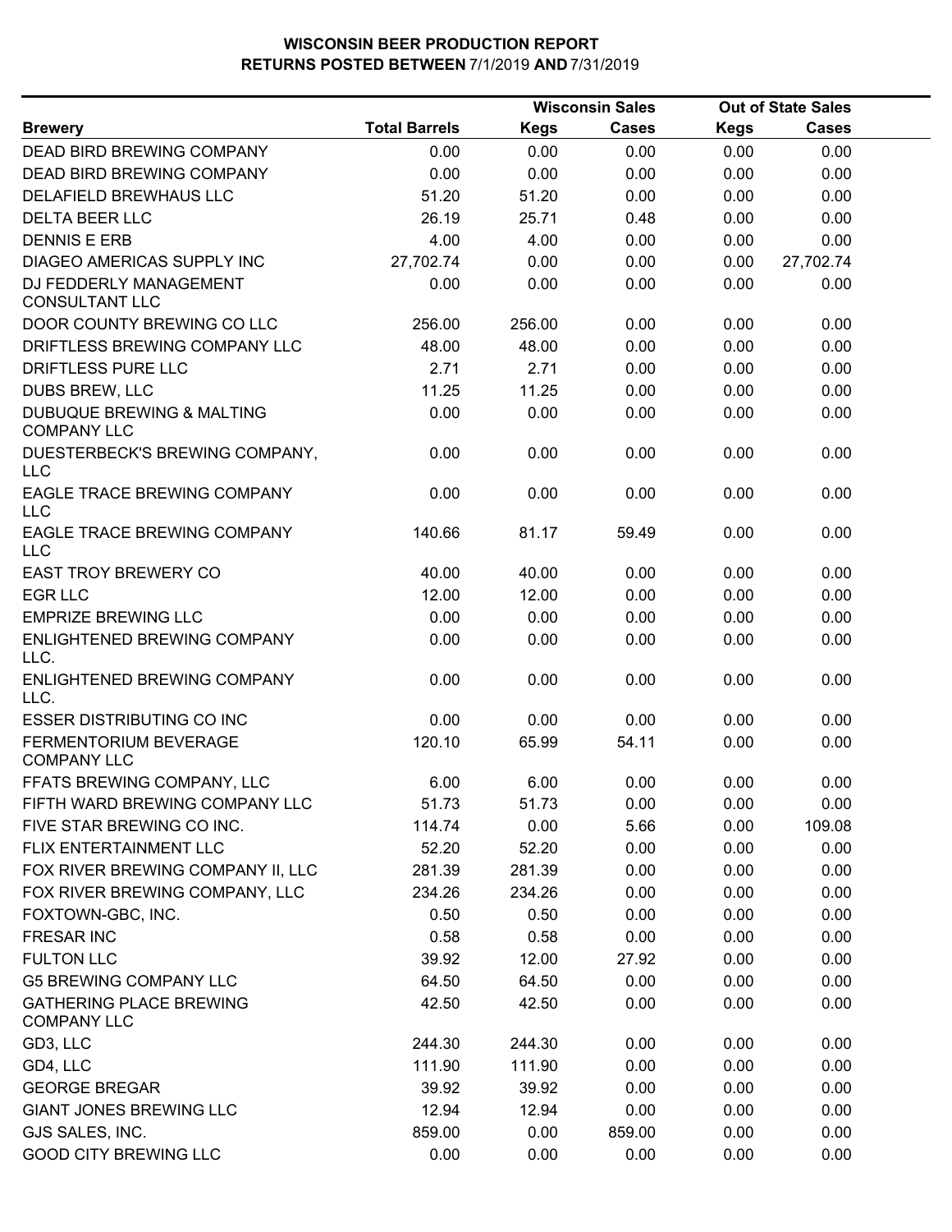# WISCONSIN BEER PRODUCTION REPORT
## RETURNS POSTED BETWEEN 7/1/2019 AND 7/31/2019

| Brewery | Total Barrels | Wisconsin Sales Kegs | Wisconsin Sales Cases | Out of State Sales Kegs | Out of State Sales Cases |
|---|---|---|---|---|---|
| DEAD BIRD BREWING COMPANY | 0.00 | 0.00 | 0.00 | 0.00 | 0.00 |
| DEAD BIRD BREWING COMPANY | 0.00 | 0.00 | 0.00 | 0.00 | 0.00 |
| DELAFIELD BREWHAUS LLC | 51.20 | 51.20 | 0.00 | 0.00 | 0.00 |
| DELTA BEER LLC | 26.19 | 25.71 | 0.48 | 0.00 | 0.00 |
| DENNIS E ERB | 4.00 | 4.00 | 0.00 | 0.00 | 0.00 |
| DIAGEO AMERICAS SUPPLY INC | 27,702.74 | 0.00 | 0.00 | 0.00 | 27,702.74 |
| DJ FEDDERLY MANAGEMENT CONSULTANT LLC | 0.00 | 0.00 | 0.00 | 0.00 | 0.00 |
| DOOR COUNTY BREWING CO LLC | 256.00 | 256.00 | 0.00 | 0.00 | 0.00 |
| DRIFTLESS BREWING COMPANY LLC | 48.00 | 48.00 | 0.00 | 0.00 | 0.00 |
| DRIFTLESS PURE LLC | 2.71 | 2.71 | 0.00 | 0.00 | 0.00 |
| DUBS BREW, LLC | 11.25 | 11.25 | 0.00 | 0.00 | 0.00 |
| DUBUQUE BREWING & MALTING COMPANY LLC | 0.00 | 0.00 | 0.00 | 0.00 | 0.00 |
| DUESTERBECK'S BREWING COMPANY, LLC | 0.00 | 0.00 | 0.00 | 0.00 | 0.00 |
| EAGLE TRACE BREWING COMPANY LLC | 0.00 | 0.00 | 0.00 | 0.00 | 0.00 |
| EAGLE TRACE BREWING COMPANY LLC | 140.66 | 81.17 | 59.49 | 0.00 | 0.00 |
| EAST TROY BREWERY CO | 40.00 | 40.00 | 0.00 | 0.00 | 0.00 |
| EGR LLC | 12.00 | 12.00 | 0.00 | 0.00 | 0.00 |
| EMPRIZE BREWING LLC | 0.00 | 0.00 | 0.00 | 0.00 | 0.00 |
| ENLIGHTENED BREWING COMPANY LLC. | 0.00 | 0.00 | 0.00 | 0.00 | 0.00 |
| ENLIGHTENED BREWING COMPANY LLC. | 0.00 | 0.00 | 0.00 | 0.00 | 0.00 |
| ESSER DISTRIBUTING CO INC | 0.00 | 0.00 | 0.00 | 0.00 | 0.00 |
| FERMENTORIUM BEVERAGE COMPANY LLC | 120.10 | 65.99 | 54.11 | 0.00 | 0.00 |
| FFATS BREWING COMPANY, LLC | 6.00 | 6.00 | 0.00 | 0.00 | 0.00 |
| FIFTH WARD BREWING COMPANY LLC | 51.73 | 51.73 | 0.00 | 0.00 | 0.00 |
| FIVE STAR BREWING CO INC. | 114.74 | 0.00 | 5.66 | 0.00 | 109.08 |
| FLIX ENTERTAINMENT LLC | 52.20 | 52.20 | 0.00 | 0.00 | 0.00 |
| FOX RIVER BREWING COMPANY II, LLC | 281.39 | 281.39 | 0.00 | 0.00 | 0.00 |
| FOX RIVER BREWING COMPANY, LLC | 234.26 | 234.26 | 0.00 | 0.00 | 0.00 |
| FOXTOWN-GBC, INC. | 0.50 | 0.50 | 0.00 | 0.00 | 0.00 |
| FRESAR INC | 0.58 | 0.58 | 0.00 | 0.00 | 0.00 |
| FULTON LLC | 39.92 | 12.00 | 27.92 | 0.00 | 0.00 |
| G5 BREWING COMPANY LLC | 64.50 | 64.50 | 0.00 | 0.00 | 0.00 |
| GATHERING PLACE BREWING COMPANY LLC | 42.50 | 42.50 | 0.00 | 0.00 | 0.00 |
| GD3, LLC | 244.30 | 244.30 | 0.00 | 0.00 | 0.00 |
| GD4, LLC | 111.90 | 111.90 | 0.00 | 0.00 | 0.00 |
| GEORGE BREGAR | 39.92 | 39.92 | 0.00 | 0.00 | 0.00 |
| GIANT JONES BREWING LLC | 12.94 | 12.94 | 0.00 | 0.00 | 0.00 |
| GJS SALES, INC. | 859.00 | 0.00 | 859.00 | 0.00 | 0.00 |
| GOOD CITY BREWING LLC | 0.00 | 0.00 | 0.00 | 0.00 | 0.00 |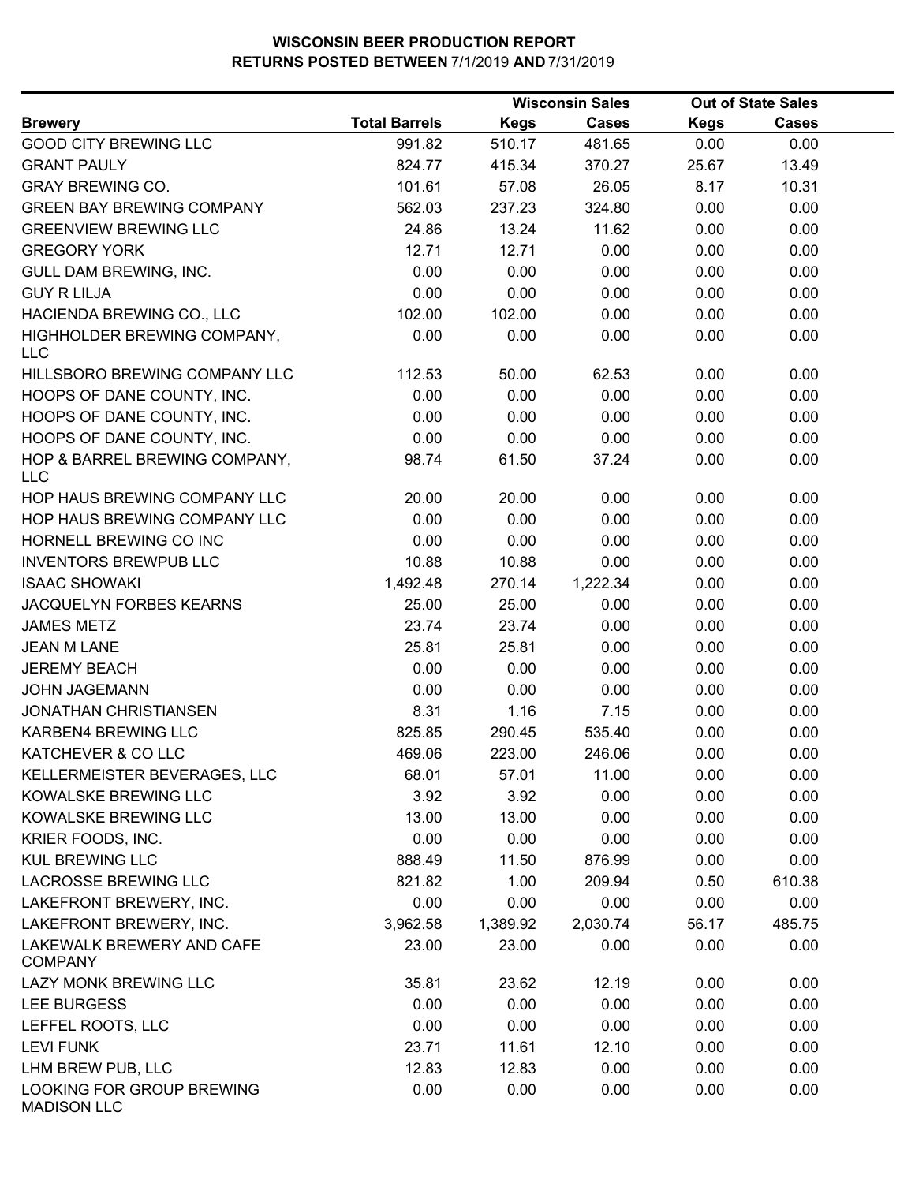# WISCONSIN BEER PRODUCTION REPORT
## RETURNS POSTED BETWEEN 7/1/2019 AND 7/31/2019

| Brewery | Total Barrels | Wisconsin Sales Kegs | Wisconsin Sales Cases | Out of State Sales Kegs | Out of State Sales Cases |
|---|---|---|---|---|---|
| GOOD CITY BREWING LLC | 991.82 | 510.17 | 481.65 | 0.00 | 0.00 |
| GRANT PAULY | 824.77 | 415.34 | 370.27 | 25.67 | 13.49 |
| GRAY BREWING CO. | 101.61 | 57.08 | 26.05 | 8.17 | 10.31 |
| GREEN BAY BREWING COMPANY | 562.03 | 237.23 | 324.80 | 0.00 | 0.00 |
| GREENVIEW BREWING LLC | 24.86 | 13.24 | 11.62 | 0.00 | 0.00 |
| GREGORY YORK | 12.71 | 12.71 | 0.00 | 0.00 | 0.00 |
| GULL DAM BREWING, INC. | 0.00 | 0.00 | 0.00 | 0.00 | 0.00 |
| GUY R LILJA | 0.00 | 0.00 | 0.00 | 0.00 | 0.00 |
| HACIENDA BREWING CO., LLC | 102.00 | 102.00 | 0.00 | 0.00 | 0.00 |
| HIGHHOLDER BREWING COMPANY, LLC | 0.00 | 0.00 | 0.00 | 0.00 | 0.00 |
| HILLSBORO BREWING COMPANY LLC | 112.53 | 50.00 | 62.53 | 0.00 | 0.00 |
| HOOPS OF DANE COUNTY, INC. | 0.00 | 0.00 | 0.00 | 0.00 | 0.00 |
| HOOPS OF DANE COUNTY, INC. | 0.00 | 0.00 | 0.00 | 0.00 | 0.00 |
| HOOPS OF DANE COUNTY, INC. | 0.00 | 0.00 | 0.00 | 0.00 | 0.00 |
| HOP & BARREL BREWING COMPANY, LLC | 98.74 | 61.50 | 37.24 | 0.00 | 0.00 |
| HOP HAUS BREWING COMPANY LLC | 20.00 | 20.00 | 0.00 | 0.00 | 0.00 |
| HOP HAUS BREWING COMPANY LLC | 0.00 | 0.00 | 0.00 | 0.00 | 0.00 |
| HORNELL BREWING CO INC | 0.00 | 0.00 | 0.00 | 0.00 | 0.00 |
| INVENTORS BREWPUB LLC | 10.88 | 10.88 | 0.00 | 0.00 | 0.00 |
| ISAAC SHOWAKI | 1,492.48 | 270.14 | 1,222.34 | 0.00 | 0.00 |
| JACQUELYN FORBES KEARNS | 25.00 | 25.00 | 0.00 | 0.00 | 0.00 |
| JAMES METZ | 23.74 | 23.74 | 0.00 | 0.00 | 0.00 |
| JEAN M LANE | 25.81 | 25.81 | 0.00 | 0.00 | 0.00 |
| JEREMY BEACH | 0.00 | 0.00 | 0.00 | 0.00 | 0.00 |
| JOHN JAGEMANN | 0.00 | 0.00 | 0.00 | 0.00 | 0.00 |
| JONATHAN CHRISTIANSEN | 8.31 | 1.16 | 7.15 | 0.00 | 0.00 |
| KARBEN4 BREWING LLC | 825.85 | 290.45 | 535.40 | 0.00 | 0.00 |
| KATCHEVER & CO LLC | 469.06 | 223.00 | 246.06 | 0.00 | 0.00 |
| KELLERMEISTER BEVERAGES, LLC | 68.01 | 57.01 | 11.00 | 0.00 | 0.00 |
| KOWALSKE BREWING LLC | 3.92 | 3.92 | 0.00 | 0.00 | 0.00 |
| KOWALSKE BREWING LLC | 13.00 | 13.00 | 0.00 | 0.00 | 0.00 |
| KRIER FOODS, INC. | 0.00 | 0.00 | 0.00 | 0.00 | 0.00 |
| KUL BREWING LLC | 888.49 | 11.50 | 876.99 | 0.00 | 0.00 |
| LACROSSE BREWING LLC | 821.82 | 1.00 | 209.94 | 0.50 | 610.38 |
| LAKEFRONT BREWERY, INC. | 0.00 | 0.00 | 0.00 | 0.00 | 0.00 |
| LAKEFRONT BREWERY, INC. | 3,962.58 | 1,389.92 | 2,030.74 | 56.17 | 485.75 |
| LAKEWALK BREWERY AND CAFE COMPANY | 23.00 | 23.00 | 0.00 | 0.00 | 0.00 |
| LAZY MONK BREWING LLC | 35.81 | 23.62 | 12.19 | 0.00 | 0.00 |
| LEE BURGESS | 0.00 | 0.00 | 0.00 | 0.00 | 0.00 |
| LEFFEL ROOTS, LLC | 0.00 | 0.00 | 0.00 | 0.00 | 0.00 |
| LEVI FUNK | 23.71 | 11.61 | 12.10 | 0.00 | 0.00 |
| LHM BREW PUB, LLC | 12.83 | 12.83 | 0.00 | 0.00 | 0.00 |
| LOOKING FOR GROUP BREWING MADISON LLC | 0.00 | 0.00 | 0.00 | 0.00 | 0.00 |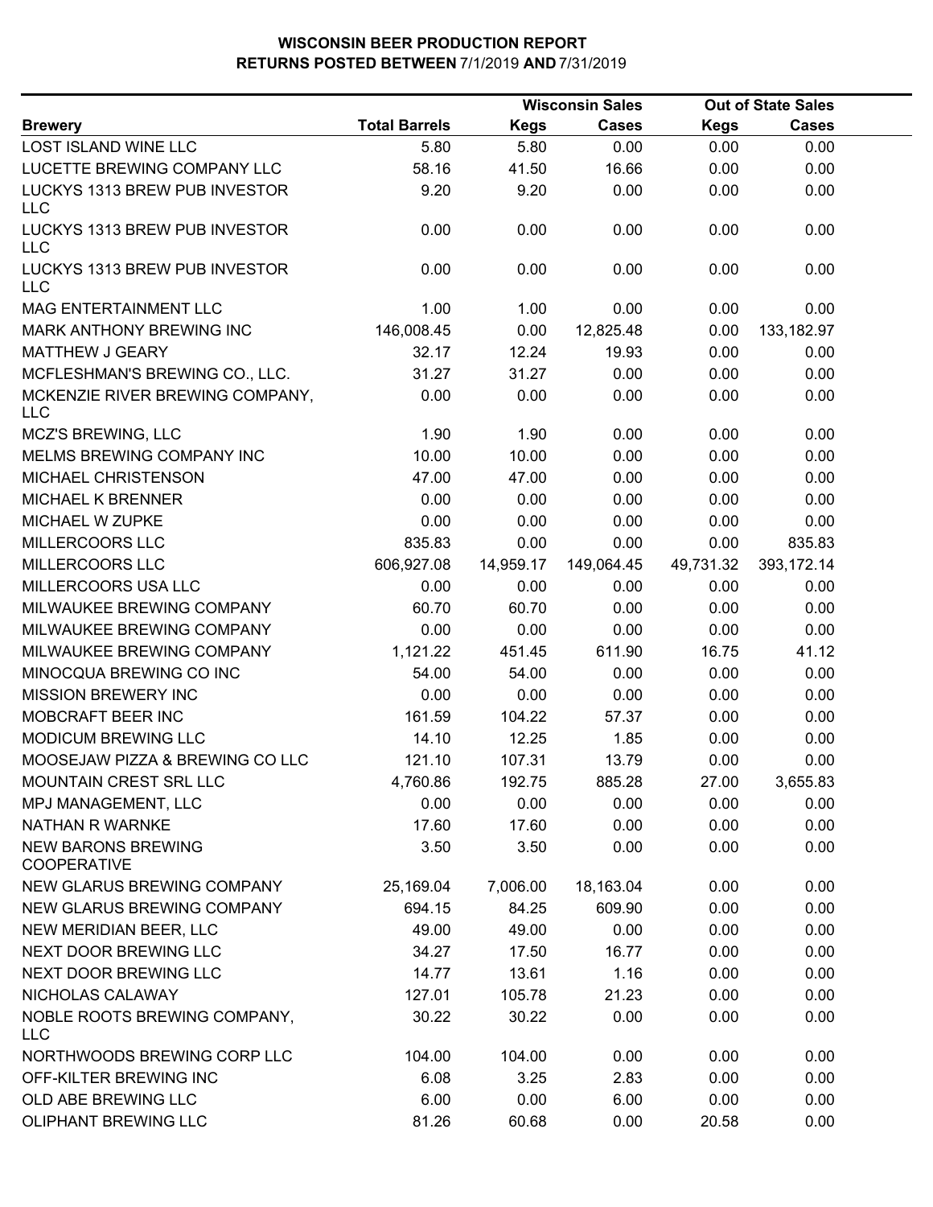**WISCONSIN BEER PRODUCTION REPORT**
**RETURNS POSTED BETWEEN 7/1/2019 AND 7/31/2019**

| Brewery | Total Barrels | Wisconsin Sales Kegs | Wisconsin Sales Cases | Out of State Sales Kegs | Out of State Sales Cases |
|---|---|---|---|---|---|
| LOST ISLAND WINE LLC | 5.80 | 5.80 | 0.00 | 0.00 | 0.00 |
| LUCETTE BREWING COMPANY LLC | 58.16 | 41.50 | 16.66 | 0.00 | 0.00 |
| LUCKYS 1313 BREW PUB INVESTOR LLC | 9.20 | 9.20 | 0.00 | 0.00 | 0.00 |
| LUCKYS 1313 BREW PUB INVESTOR LLC | 0.00 | 0.00 | 0.00 | 0.00 | 0.00 |
| LUCKYS 1313 BREW PUB INVESTOR LLC | 0.00 | 0.00 | 0.00 | 0.00 | 0.00 |
| MAG ENTERTAINMENT LLC | 1.00 | 1.00 | 0.00 | 0.00 | 0.00 |
| MARK ANTHONY BREWING INC | 146,008.45 | 0.00 | 12,825.48 | 0.00 | 133,182.97 |
| MATTHEW J GEARY | 32.17 | 12.24 | 19.93 | 0.00 | 0.00 |
| MCFLESHMAN'S BREWING CO., LLC. | 31.27 | 31.27 | 0.00 | 0.00 | 0.00 |
| MCKENZIE RIVER BREWING COMPANY, LLC | 0.00 | 0.00 | 0.00 | 0.00 | 0.00 |
| MCZ'S BREWING, LLC | 1.90 | 1.90 | 0.00 | 0.00 | 0.00 |
| MELMS BREWING COMPANY INC | 10.00 | 10.00 | 0.00 | 0.00 | 0.00 |
| MICHAEL CHRISTENSON | 47.00 | 47.00 | 0.00 | 0.00 | 0.00 |
| MICHAEL K BRENNER | 0.00 | 0.00 | 0.00 | 0.00 | 0.00 |
| MICHAEL W ZUPKE | 0.00 | 0.00 | 0.00 | 0.00 | 0.00 |
| MILLERCOORS LLC | 835.83 | 0.00 | 0.00 | 0.00 | 835.83 |
| MILLERCOORS LLC | 606,927.08 | 14,959.17 | 149,064.45 | 49,731.32 | 393,172.14 |
| MILLERCOORS USA LLC | 0.00 | 0.00 | 0.00 | 0.00 | 0.00 |
| MILWAUKEE BREWING COMPANY | 60.70 | 60.70 | 0.00 | 0.00 | 0.00 |
| MILWAUKEE BREWING COMPANY | 0.00 | 0.00 | 0.00 | 0.00 | 0.00 |
| MILWAUKEE BREWING COMPANY | 1,121.22 | 451.45 | 611.90 | 16.75 | 41.12 |
| MINOCQUA BREWING CO INC | 54.00 | 54.00 | 0.00 | 0.00 | 0.00 |
| MISSION BREWERY INC | 0.00 | 0.00 | 0.00 | 0.00 | 0.00 |
| MOBCRAFT BEER INC | 161.59 | 104.22 | 57.37 | 0.00 | 0.00 |
| MODICUM BREWING LLC | 14.10 | 12.25 | 1.85 | 0.00 | 0.00 |
| MOOSEJAW PIZZA & BREWING CO LLC | 121.10 | 107.31 | 13.79 | 0.00 | 0.00 |
| MOUNTAIN CREST SRL LLC | 4,760.86 | 192.75 | 885.28 | 27.00 | 3,655.83 |
| MPJ MANAGEMENT, LLC | 0.00 | 0.00 | 0.00 | 0.00 | 0.00 |
| NATHAN R WARNKE | 17.60 | 17.60 | 0.00 | 0.00 | 0.00 |
| NEW BARONS BREWING COOPERATIVE | 3.50 | 3.50 | 0.00 | 0.00 | 0.00 |
| NEW GLARUS BREWING COMPANY | 25,169.04 | 7,006.00 | 18,163.04 | 0.00 | 0.00 |
| NEW GLARUS BREWING COMPANY | 694.15 | 84.25 | 609.90 | 0.00 | 0.00 |
| NEW MERIDIAN BEER, LLC | 49.00 | 49.00 | 0.00 | 0.00 | 0.00 |
| NEXT DOOR BREWING LLC | 34.27 | 17.50 | 16.77 | 0.00 | 0.00 |
| NEXT DOOR BREWING LLC | 14.77 | 13.61 | 1.16 | 0.00 | 0.00 |
| NICHOLAS CALAWAY | 127.01 | 105.78 | 21.23 | 0.00 | 0.00 |
| NOBLE ROOTS BREWING COMPANY, LLC | 30.22 | 30.22 | 0.00 | 0.00 | 0.00 |
| NORTHWOODS BREWING CORP LLC | 104.00 | 104.00 | 0.00 | 0.00 | 0.00 |
| OFF-KILTER BREWING INC | 6.08 | 3.25 | 2.83 | 0.00 | 0.00 |
| OLD ABE BREWING LLC | 6.00 | 0.00 | 6.00 | 0.00 | 0.00 |
| OLIPHANT BREWING LLC | 81.26 | 60.68 | 0.00 | 20.58 | 0.00 |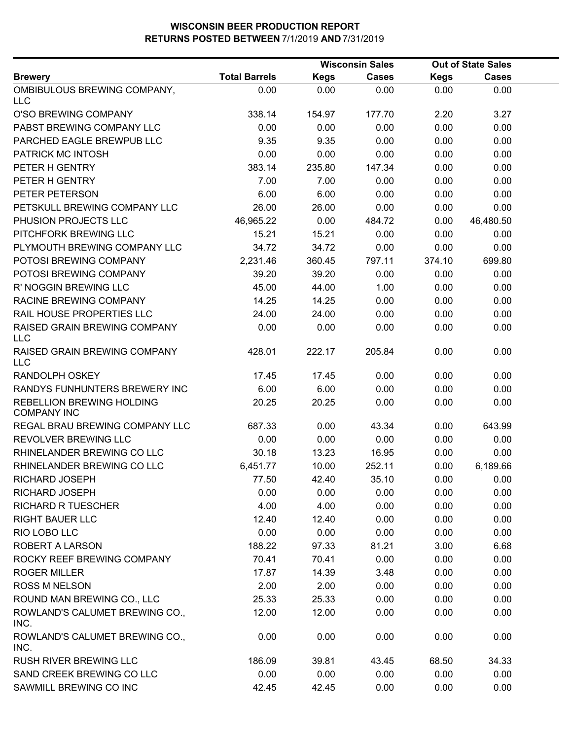# WISCONSIN BEER PRODUCTION REPORT
## RETURNS POSTED BETWEEN 7/1/2019 AND 7/31/2019

| | | Wisconsin Sales | | Out of State Sales | |
|---|---|---|---|---|---|
| **Brewery** | **Total Barrels** | **Kegs** | **Cases** | **Kegs** | **Cases** |
| OMBIBULOUS BREWING COMPANY, LLC | 0.00 | 0.00 | 0.00 | 0.00 | 0.00 |
| O'SO BREWING COMPANY | 338.14 | 154.97 | 177.70 | 2.20 | 3.27 |
| PABST BREWING COMPANY LLC | 0.00 | 0.00 | 0.00 | 0.00 | 0.00 |
| PARCHED EAGLE BREWPUB LLC | 9.35 | 9.35 | 0.00 | 0.00 | 0.00 |
| PATRICK MC INTOSH | 0.00 | 0.00 | 0.00 | 0.00 | 0.00 |
| PETER H GENTRY | 383.14 | 235.80 | 147.34 | 0.00 | 0.00 |
| PETER H GENTRY | 7.00 | 7.00 | 0.00 | 0.00 | 0.00 |
| PETER PETERSON | 6.00 | 6.00 | 0.00 | 0.00 | 0.00 |
| PETSKULL BREWING COMPANY LLC | 26.00 | 26.00 | 0.00 | 0.00 | 0.00 |
| PHUSION PROJECTS LLC | 46,965.22 | 0.00 | 484.72 | 0.00 | 46,480.50 |
| PITCHFORK BREWING LLC | 15.21 | 15.21 | 0.00 | 0.00 | 0.00 |
| PLYMOUTH BREWING COMPANY LLC | 34.72 | 34.72 | 0.00 | 0.00 | 0.00 |
| POTOSI BREWING COMPANY | 2,231.46 | 360.45 | 797.11 | 374.10 | 699.80 |
| POTOSI BREWING COMPANY | 39.20 | 39.20 | 0.00 | 0.00 | 0.00 |
| R' NOGGIN BREWING LLC | 45.00 | 44.00 | 1.00 | 0.00 | 0.00 |
| RACINE BREWING COMPANY | 14.25 | 14.25 | 0.00 | 0.00 | 0.00 |
| RAIL HOUSE PROPERTIES LLC | 24.00 | 24.00 | 0.00 | 0.00 | 0.00 |
| RAISED GRAIN BREWING COMPANY LLC | 0.00 | 0.00 | 0.00 | 0.00 | 0.00 |
| RAISED GRAIN BREWING COMPANY LLC | 428.01 | 222.17 | 205.84 | 0.00 | 0.00 |
| RANDOLPH OSKEY | 17.45 | 17.45 | 0.00 | 0.00 | 0.00 |
| RANDYS FUNHUNTERS BREWERY INC | 6.00 | 6.00 | 0.00 | 0.00 | 0.00 |
| REBELLION BREWING HOLDING COMPANY INC | 20.25 | 20.25 | 0.00 | 0.00 | 0.00 |
| REGAL BRAU BREWING COMPANY LLC | 687.33 | 0.00 | 43.34 | 0.00 | 643.99 |
| REVOLVER BREWING LLC | 0.00 | 0.00 | 0.00 | 0.00 | 0.00 |
| RHINELANDER BREWING CO LLC | 30.18 | 13.23 | 16.95 | 0.00 | 0.00 |
| RHINELANDER BREWING CO LLC | 6,451.77 | 10.00 | 252.11 | 0.00 | 6,189.66 |
| RICHARD JOSEPH | 77.50 | 42.40 | 35.10 | 0.00 | 0.00 |
| RICHARD JOSEPH | 0.00 | 0.00 | 0.00 | 0.00 | 0.00 |
| RICHARD R TUESCHER | 4.00 | 4.00 | 0.00 | 0.00 | 0.00 |
| RIGHT BAUER LLC | 12.40 | 12.40 | 0.00 | 0.00 | 0.00 |
| RIO LOBO LLC | 0.00 | 0.00 | 0.00 | 0.00 | 0.00 |
| ROBERT A LARSON | 188.22 | 97.33 | 81.21 | 3.00 | 6.68 |
| ROCKY REEF BREWING COMPANY | 70.41 | 70.41 | 0.00 | 0.00 | 0.00 |
| ROGER MILLER | 17.87 | 14.39 | 3.48 | 0.00 | 0.00 |
| ROSS M NELSON | 2.00 | 2.00 | 0.00 | 0.00 | 0.00 |
| ROUND MAN BREWING CO., LLC | 25.33 | 25.33 | 0.00 | 0.00 | 0.00 |
| ROWLAND'S CALUMET BREWING CO., INC. | 12.00 | 12.00 | 0.00 | 0.00 | 0.00 |
| ROWLAND'S CALUMET BREWING CO., INC. | 0.00 | 0.00 | 0.00 | 0.00 | 0.00 |
| RUSH RIVER BREWING LLC | 186.09 | 39.81 | 43.45 | 68.50 | 34.33 |
| SAND CREEK BREWING CO LLC | 0.00 | 0.00 | 0.00 | 0.00 | 0.00 |
| SAWMILL BREWING CO INC | 42.45 | 42.45 | 0.00 | 0.00 | 0.00 |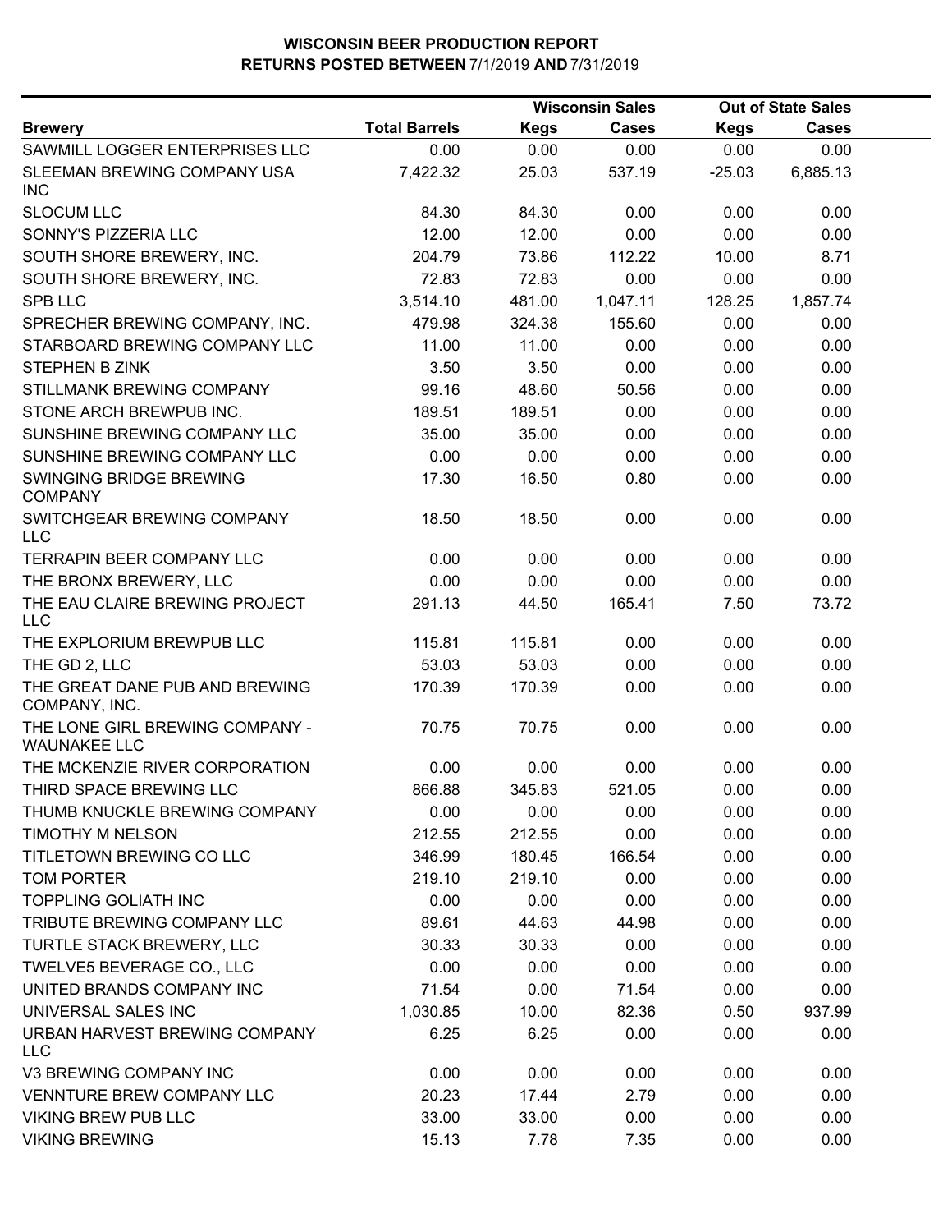# WISCONSIN BEER PRODUCTION REPORT
## RETURNS POSTED BETWEEN 7/1/2019 AND 7/31/2019

| Brewery | Total Barrels | Wisconsin Sales Kegs | Wisconsin Sales Cases | Out of State Sales Kegs | Out of State Sales Cases |
|---|---|---|---|---|---|
| SAWMILL LOGGER ENTERPRISES LLC | 0.00 | 0.00 | 0.00 | 0.00 | 0.00 |
| SLEEMAN BREWING COMPANY USA INC | 7,422.32 | 25.03 | 537.19 | -25.03 | 6,885.13 |
| SLOCUM LLC | 84.30 | 84.30 | 0.00 | 0.00 | 0.00 |
| SONNY'S PIZZERIA LLC | 12.00 | 12.00 | 0.00 | 0.00 | 0.00 |
| SOUTH SHORE BREWERY, INC. | 204.79 | 73.86 | 112.22 | 10.00 | 8.71 |
| SOUTH SHORE BREWERY, INC. | 72.83 | 72.83 | 0.00 | 0.00 | 0.00 |
| SPB LLC | 3,514.10 | 481.00 | 1,047.11 | 128.25 | 1,857.74 |
| SPRECHER BREWING COMPANY, INC. | 479.98 | 324.38 | 155.60 | 0.00 | 0.00 |
| STARBOARD BREWING COMPANY LLC | 11.00 | 11.00 | 0.00 | 0.00 | 0.00 |
| STEPHEN B ZINK | 3.50 | 3.50 | 0.00 | 0.00 | 0.00 |
| STILLMANK BREWING COMPANY | 99.16 | 48.60 | 50.56 | 0.00 | 0.00 |
| STONE ARCH BREWPUB INC. | 189.51 | 189.51 | 0.00 | 0.00 | 0.00 |
| SUNSHINE BREWING COMPANY LLC | 35.00 | 35.00 | 0.00 | 0.00 | 0.00 |
| SUNSHINE BREWING COMPANY LLC | 0.00 | 0.00 | 0.00 | 0.00 | 0.00 |
| SWINGING BRIDGE BREWING COMPANY | 17.30 | 16.50 | 0.80 | 0.00 | 0.00 |
| SWITCHGEAR BREWING COMPANY LLC | 18.50 | 18.50 | 0.00 | 0.00 | 0.00 |
| TERRAPIN BEER COMPANY LLC | 0.00 | 0.00 | 0.00 | 0.00 | 0.00 |
| THE BRONX BREWERY, LLC | 0.00 | 0.00 | 0.00 | 0.00 | 0.00 |
| THE EAU CLAIRE BREWING PROJECT LLC | 291.13 | 44.50 | 165.41 | 7.50 | 73.72 |
| THE EXPLORIUM BREWPUB LLC | 115.81 | 115.81 | 0.00 | 0.00 | 0.00 |
| THE GD 2, LLC | 53.03 | 53.03 | 0.00 | 0.00 | 0.00 |
| THE GREAT DANE PUB AND BREWING COMPANY, INC. | 170.39 | 170.39 | 0.00 | 0.00 | 0.00 |
| THE LONE GIRL BREWING COMPANY - WAUNAKEE LLC | 70.75 | 70.75 | 0.00 | 0.00 | 0.00 |
| THE MCKENZIE RIVER CORPORATION | 0.00 | 0.00 | 0.00 | 0.00 | 0.00 |
| THIRD SPACE BREWING LLC | 866.88 | 345.83 | 521.05 | 0.00 | 0.00 |
| THUMB KNUCKLE BREWING COMPANY | 0.00 | 0.00 | 0.00 | 0.00 | 0.00 |
| TIMOTHY M NELSON | 212.55 | 212.55 | 0.00 | 0.00 | 0.00 |
| TITLETOWN BREWING CO LLC | 346.99 | 180.45 | 166.54 | 0.00 | 0.00 |
| TOM PORTER | 219.10 | 219.10 | 0.00 | 0.00 | 0.00 |
| TOPPLING GOLIATH INC | 0.00 | 0.00 | 0.00 | 0.00 | 0.00 |
| TRIBUTE BREWING COMPANY LLC | 89.61 | 44.63 | 44.98 | 0.00 | 0.00 |
| TURTLE STACK BREWERY, LLC | 30.33 | 30.33 | 0.00 | 0.00 | 0.00 |
| TWELVE5 BEVERAGE CO., LLC | 0.00 | 0.00 | 0.00 | 0.00 | 0.00 |
| UNITED BRANDS COMPANY INC | 71.54 | 0.00 | 71.54 | 0.00 | 0.00 |
| UNIVERSAL SALES INC | 1,030.85 | 10.00 | 82.36 | 0.50 | 937.99 |
| URBAN HARVEST BREWING COMPANY LLC | 6.25 | 6.25 | 0.00 | 0.00 | 0.00 |
| V3 BREWING COMPANY INC | 0.00 | 0.00 | 0.00 | 0.00 | 0.00 |
| VENNTURE BREW COMPANY LLC | 20.23 | 17.44 | 2.79 | 0.00 | 0.00 |
| VIKING BREW PUB LLC | 33.00 | 33.00 | 0.00 | 0.00 | 0.00 |
| VIKING BREWING | 15.13 | 7.78 | 7.35 | 0.00 | 0.00 |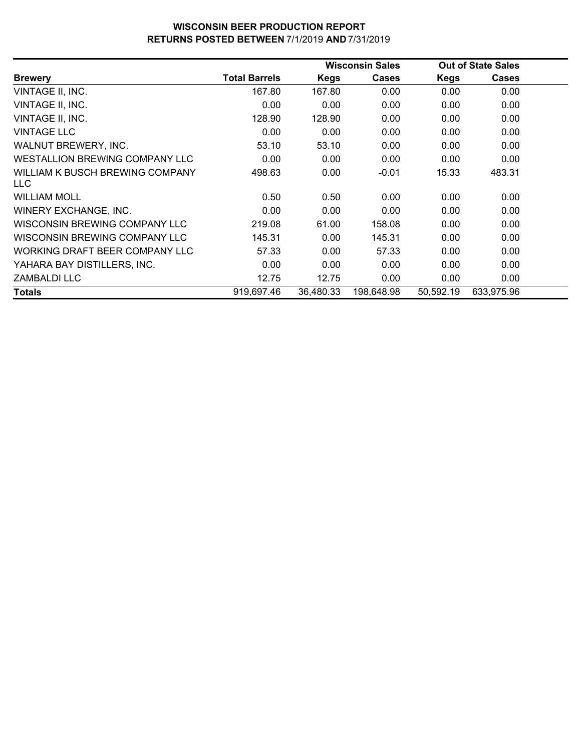**WISCONSIN BEER PRODUCTION REPORT**
**RETURNS POSTED BETWEEN** 7/1/2019 **AND** 7/31/2019

| | | Wisconsin Sales | | Out of State Sales | |
|---|---|---|---|---|---|
| **Brewery** | **Total Barrels** | **Kegs** | **Cases** | **Kegs** | **Cases** |
| VINTAGE II, INC. | 167.80 | 167.80 | 0.00 | 0.00 | 0.00 |
| VINTAGE II, INC. | 0.00 | 0.00 | 0.00 | 0.00 | 0.00 |
| VINTAGE II, INC. | 128.90 | 128.90 | 0.00 | 0.00 | 0.00 |
| VINTAGE LLC | 0.00 | 0.00 | 0.00 | 0.00 | 0.00 |
| WALNUT BREWERY, INC. | 53.10 | 53.10 | 0.00 | 0.00 | 0.00 |
| WESTALLION BREWING COMPANY LLC | 0.00 | 0.00 | 0.00 | 0.00 | 0.00 |
| WILLIAM K BUSCH BREWING COMPANY LLC | 498.63 | 0.00 | -0.01 | 15.33 | 483.31 |
| WILLIAM MOLL | 0.50 | 0.50 | 0.00 | 0.00 | 0.00 |
| WINERY EXCHANGE, INC. | 0.00 | 0.00 | 0.00 | 0.00 | 0.00 |
| WISCONSIN BREWING COMPANY LLC | 219.08 | 61.00 | 158.08 | 0.00 | 0.00 |
| WISCONSIN BREWING COMPANY LLC | 145.31 | 0.00 | 145.31 | 0.00 | 0.00 |
| WORKING DRAFT BEER COMPANY LLC | 57.33 | 0.00 | 57.33 | 0.00 | 0.00 |
| YAHARA BAY DISTILLERS, INC. | 0.00 | 0.00 | 0.00 | 0.00 | 0.00 |
| ZAMBALDI LLC | 12.75 | 12.75 | 0.00 | 0.00 | 0.00 |
| **Totals** | 919,697.46 | 36,480.33 | 198,648.98 | 50,592.19 | 633,975.96 |